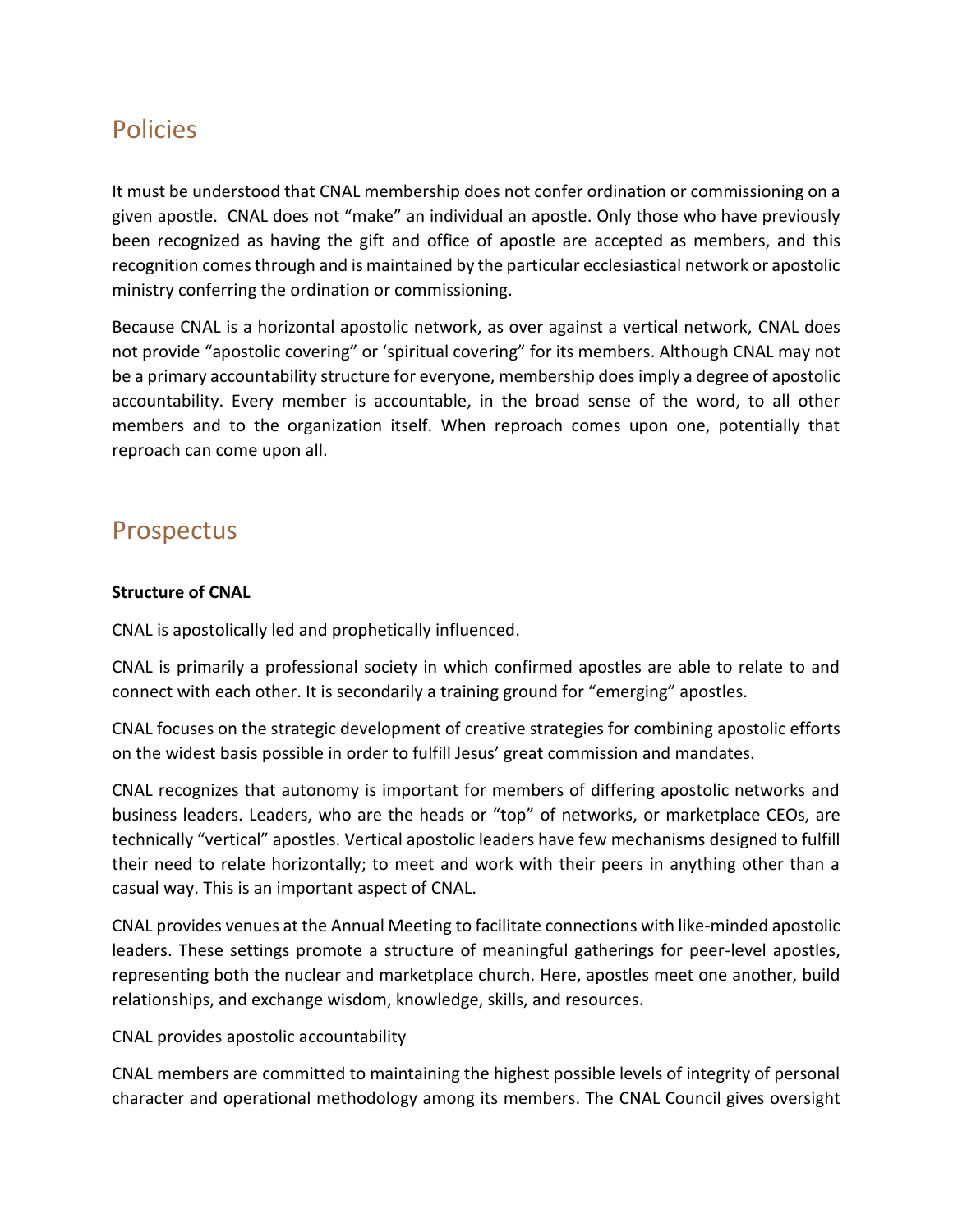## Policies

It must be understood that CNAL membership does not confer ordination or commissioning on a given apostle. CNAL does not "make" an individual an apostle. Only those who have previously been recognized as having the gift and office of apostle are accepted as members, and this recognition comes through and is maintained by the particular ecclesiastical network or apostolic ministry conferring the ordination or commissioning.

Because CNAL is a horizontal apostolic network, as over against a vertical network, CNAL does not provide "apostolic covering" or 'spiritual covering" for its members. Although CNAL may not be a primary accountability structure for everyone, membership does imply a degree of apostolic accountability. Every member is accountable, in the broad sense of the word, to all other members and to the organization itself. When reproach comes upon one, potentially that reproach can come upon all.

## Prospectus

**Structure of CNAL**

CNAL is apostolically led and prophetically influenced.

CNAL is primarily a professional society in which confirmed apostles are able to relate to and connect with each other. It is secondarily a training ground for "emerging" apostles.

CNAL focuses on the strategic development of creative strategies for combining apostolic efforts on the widest basis possible in order to fulfill Jesus' great commission and mandates.

CNAL recognizes that autonomy is important for members of differing apostolic networks and business leaders. Leaders, who are the heads or "top" of networks, or marketplace CEOs, are technically "vertical" apostles. Vertical apostolic leaders have few mechanisms designed to fulfill their need to relate horizontally; to meet and work with their peers in anything other than a casual way. This is an important aspect of CNAL.

CNAL provides venues at the Annual Meeting to facilitate connections with like-minded apostolic leaders. These settings promote a structure of meaningful gatherings for peer-level apostles, representing both the nuclear and marketplace church. Here, apostles meet one another, build relationships, and exchange wisdom, knowledge, skills, and resources.

CNAL provides apostolic accountability

CNAL members are committed to maintaining the highest possible levels of integrity of personal character and operational methodology among its members. The CNAL Council gives oversight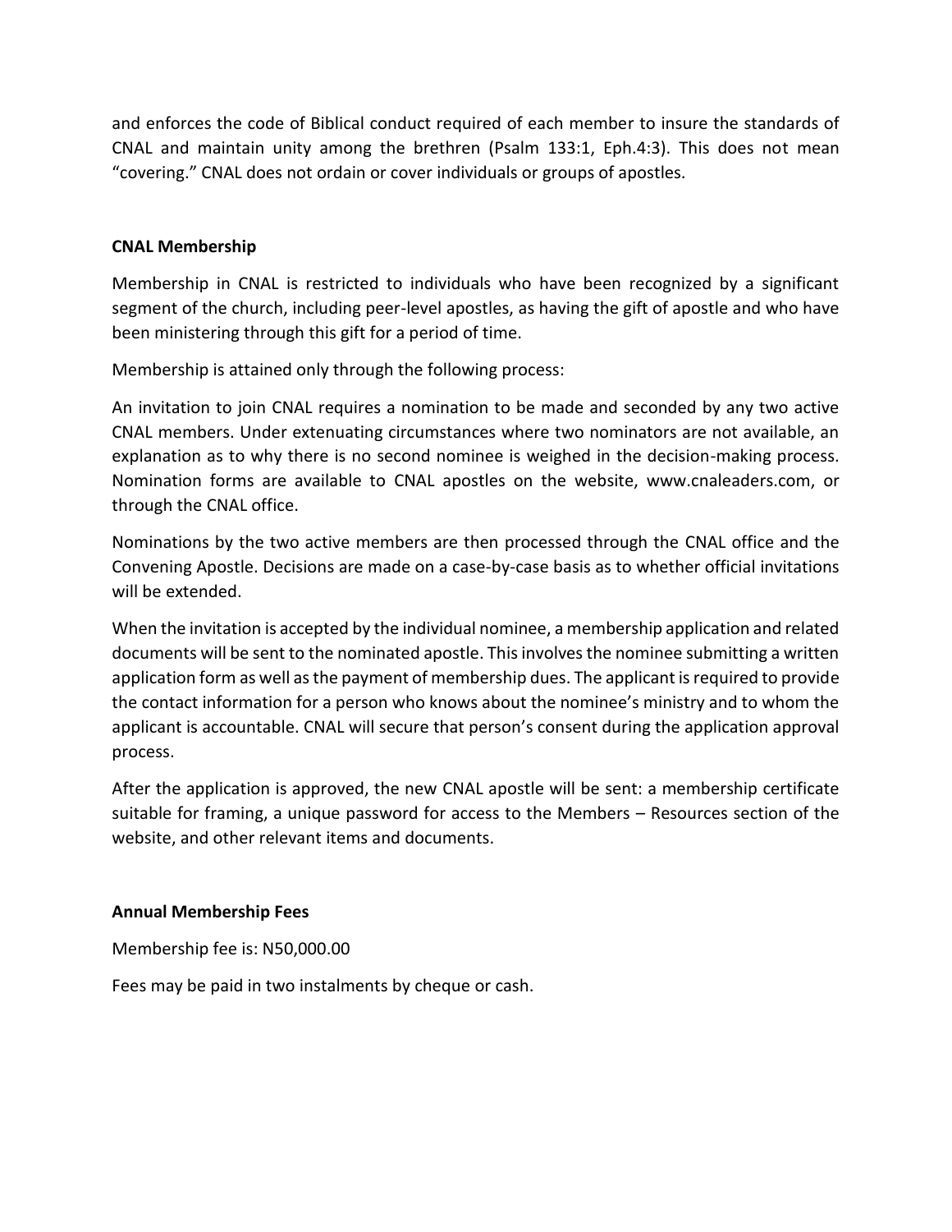and enforces the code of Biblical conduct required of each member to insure the standards of CNAL and maintain unity among the brethren (Psalm 133:1, Eph.4:3). This does not mean "covering." CNAL does not ordain or cover individuals or groups of apostles.

**CNAL Membership**

Membership in CNAL is restricted to individuals who have been recognized by a significant segment of the church, including peer-level apostles, as having the gift of apostle and who have been ministering through this gift for a period of time.

Membership is attained only through the following process:

An invitation to join CNAL requires a nomination to be made and seconded by any two active CNAL members. Under extenuating circumstances where two nominators are not available, an explanation as to why there is no second nominee is weighed in the decision-making process. Nomination forms are available to CNAL apostles on the website, www.cnaleaders.com, or through the CNAL office.

Nominations by the two active members are then processed through the CNAL office and the Convening Apostle. Decisions are made on a case-by-case basis as to whether official invitations will be extended.

When the invitation is accepted by the individual nominee, a membership application and related documents will be sent to the nominated apostle. This involves the nominee submitting a written application form as well as the payment of membership dues. The applicant is required to provide the contact information for a person who knows about the nominee's ministry and to whom the applicant is accountable. CNAL will secure that person's consent during the application approval process.

After the application is approved, the new CNAL apostle will be sent: a membership certificate suitable for framing, a unique password for access to the Members – Resources section of the website, and other relevant items and documents.

**Annual Membership Fees**

Membership fee is: N50,000.00

Fees may be paid in two instalments by cheque or cash.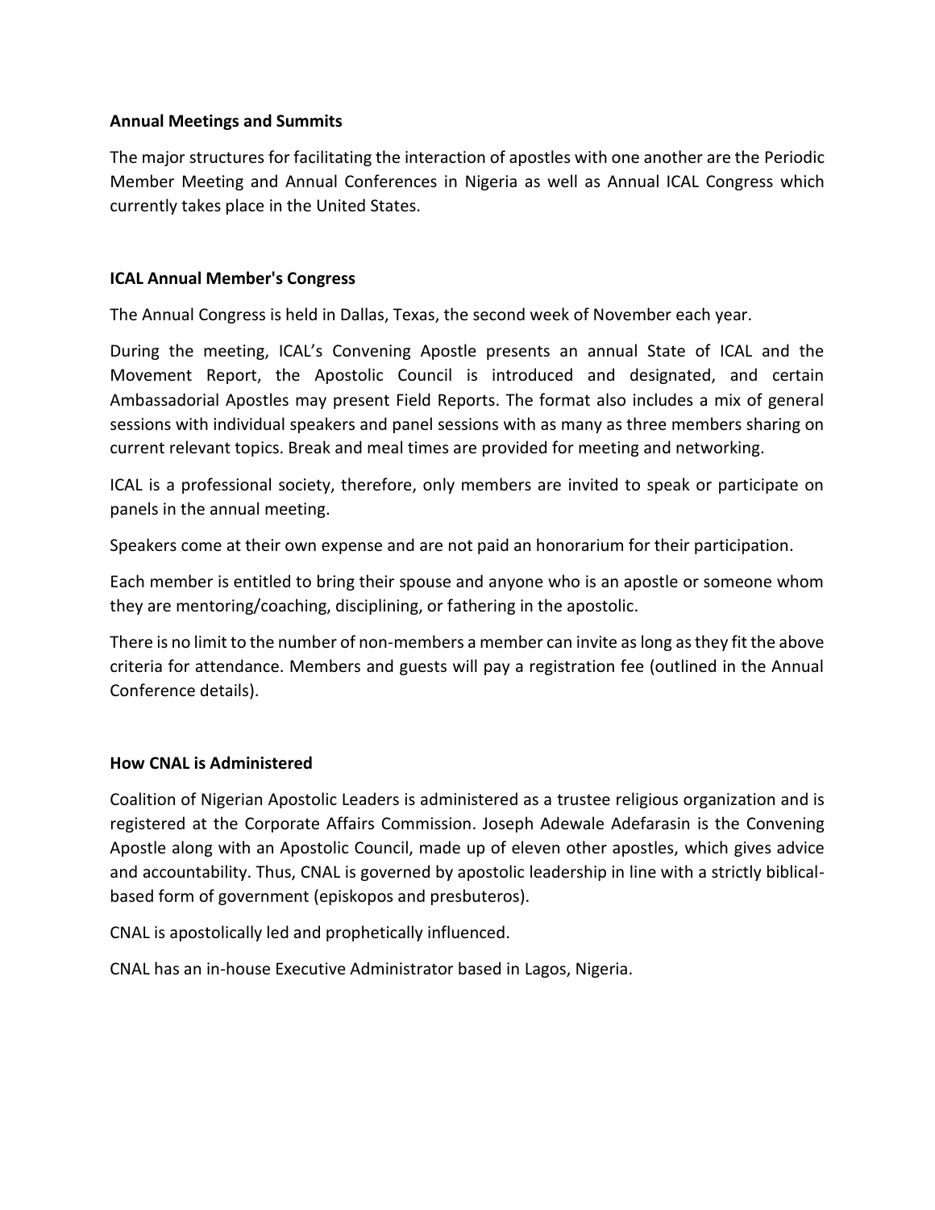**Annual Meetings and Summits**

The major structures for facilitating the interaction of apostles with one another are the Periodic Member Meeting and Annual Conferences in Nigeria as well as Annual ICAL Congress which currently takes place in the United States.

**ICAL Annual Member's Congress**

The Annual Congress is held in Dallas, Texas, the second week of November each year.

During the meeting, ICAL's Convening Apostle presents an annual State of ICAL and the Movement Report, the Apostolic Council is introduced and designated, and certain Ambassadorial Apostles may present Field Reports. The format also includes a mix of general sessions with individual speakers and panel sessions with as many as three members sharing on current relevant topics. Break and meal times are provided for meeting and networking.

ICAL is a professional society, therefore, only members are invited to speak or participate on panels in the annual meeting.

Speakers come at their own expense and are not paid an honorarium for their participation.

Each member is entitled to bring their spouse and anyone who is an apostle or someone whom they are mentoring/coaching, disciplining, or fathering in the apostolic.

There is no limit to the number of non-members a member can invite as long as they fit the above criteria for attendance. Members and guests will pay a registration fee (outlined in the Annual Conference details).

**How CNAL is Administered**

Coalition of Nigerian Apostolic Leaders is administered as a trustee religious organization and is registered at the Corporate Affairs Commission. Joseph Adewale Adefarasin is the Convening Apostle along with an Apostolic Council, made up of eleven other apostles, which gives advice and accountability. Thus, CNAL is governed by apostolic leadership in line with a strictly biblical-based form of government (episkopos and presbuteros).

CNAL is apostolically led and prophetically influenced.

CNAL has an in-house Executive Administrator based in Lagos, Nigeria.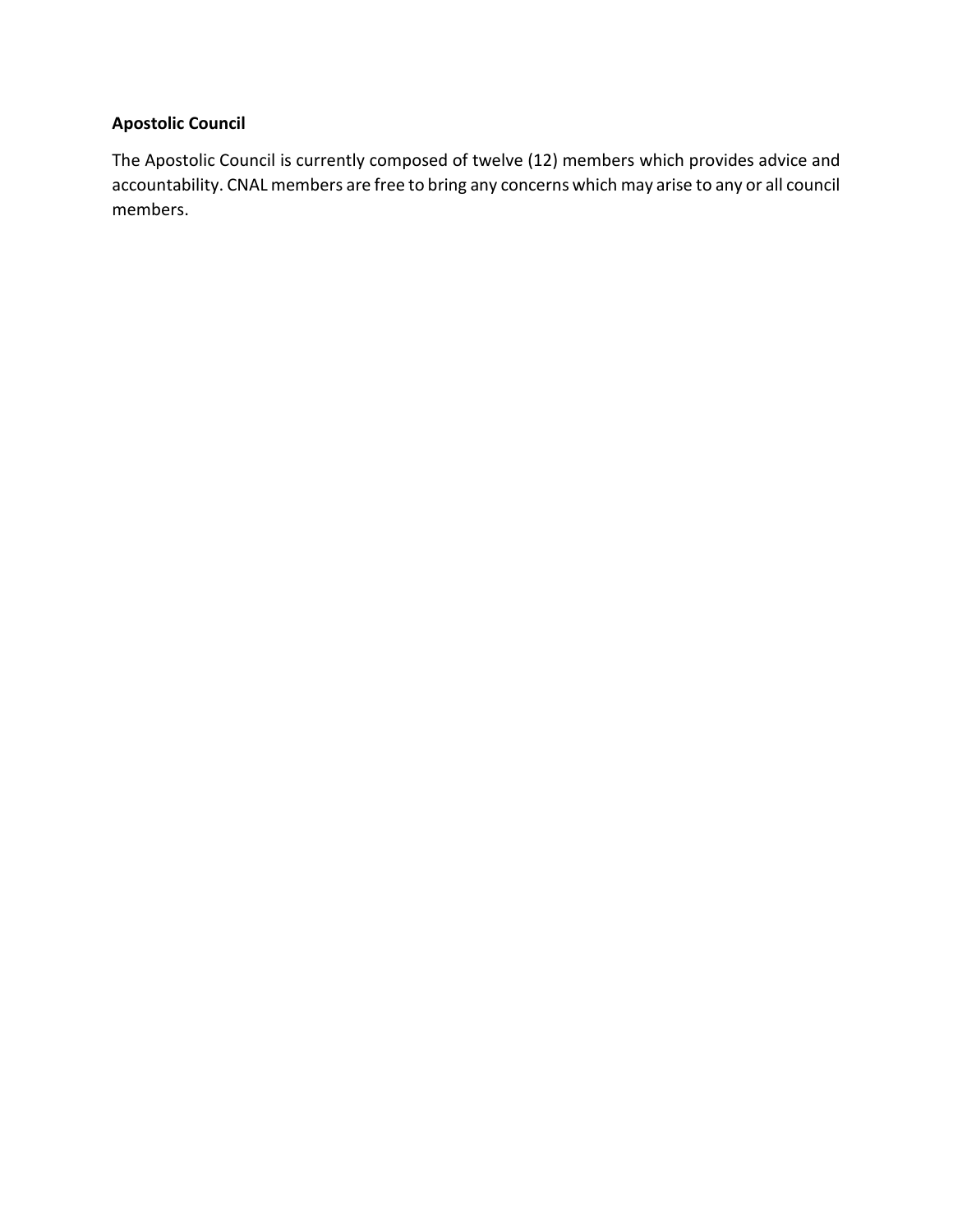**Apostolic Council**

The Apostolic Council is currently composed of twelve (12) members which provides advice and accountability. CNAL members are free to bring any concerns which may arise to any or all council members.